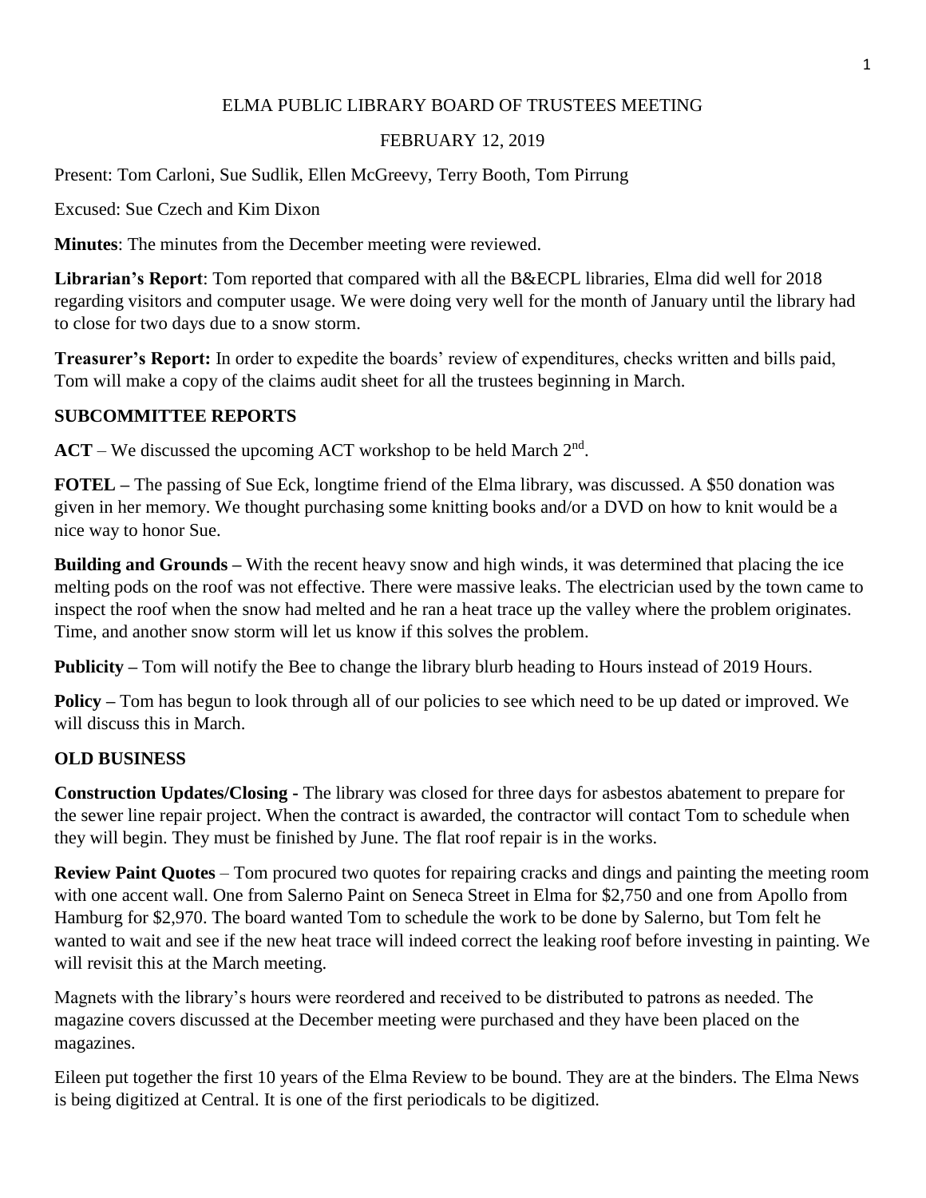ELMA PUBLIC LIBRARY BOARD OF TRUSTEES MEETING

FEBRUARY 12, 2019

Present: Tom Carloni, Sue Sudlik, Ellen McGreevy, Terry Booth, Tom Pirrung

Excused: Sue Czech and Kim Dixon

**Minutes**: The minutes from the December meeting were reviewed.

**Librarian's Report**: Tom reported that compared with all the B&ECPL libraries, Elma did well for 2018 regarding visitors and computer usage. We were doing very well for the month of January until the library had to close for two days due to a snow storm.

**Treasurer's Report:** In order to expedite the boards' review of expenditures, checks written and bills paid, Tom will make a copy of the claims audit sheet for all the trustees beginning in March.

**SUBCOMMITTEE REPORTS**

**ACT** – We discussed the upcoming ACT workshop to be held March 2nd.

**FOTEL –** The passing of Sue Eck, longtime friend of the Elma library, was discussed. A $50 donation was given in her memory. We thought purchasing some knitting books and/or a DVD on how to knit would be a nice way to honor Sue.

**Building and Grounds –** With the recent heavy snow and high winds, it was determined that placing the ice melting pods on the roof was not effective. There were massive leaks. The electrician used by the town came to inspect the roof when the snow had melted and he ran a heat trace up the valley where the problem originates. Time, and another snow storm will let us know if this solves the problem.

**Publicity –** Tom will notify the Bee to change the library blurb heading to Hours instead of 2019 Hours.

**Policy –** Tom has begun to look through all of our policies to see which need to be up dated or improved. We will discuss this in March.

**OLD BUSINESS**

**Construction Updates/Closing -** The library was closed for three days for asbestos abatement to prepare for the sewer line repair project. When the contract is awarded, the contractor will contact Tom to schedule when they will begin. They must be finished by June. The flat roof repair is in the works.

**Review Paint Quotes** – Tom procured two quotes for repairing cracks and dings and painting the meeting room with one accent wall. One from Salerno Paint on Seneca Street in Elma for $2,750 and one from Apollo from Hamburg for $2,970. The board wanted Tom to schedule the work to be done by Salerno, but Tom felt he wanted to wait and see if the new heat trace will indeed correct the leaking roof before investing in painting. We will revisit this at the March meeting.

Magnets with the library's hours were reordered and received to be distributed to patrons as needed. The magazine covers discussed at the December meeting were purchased and they have been placed on the magazines.

Eileen put together the first 10 years of the Elma Review to be bound. They are at the binders. The Elma News is being digitized at Central. It is one of the first periodicals to be digitized.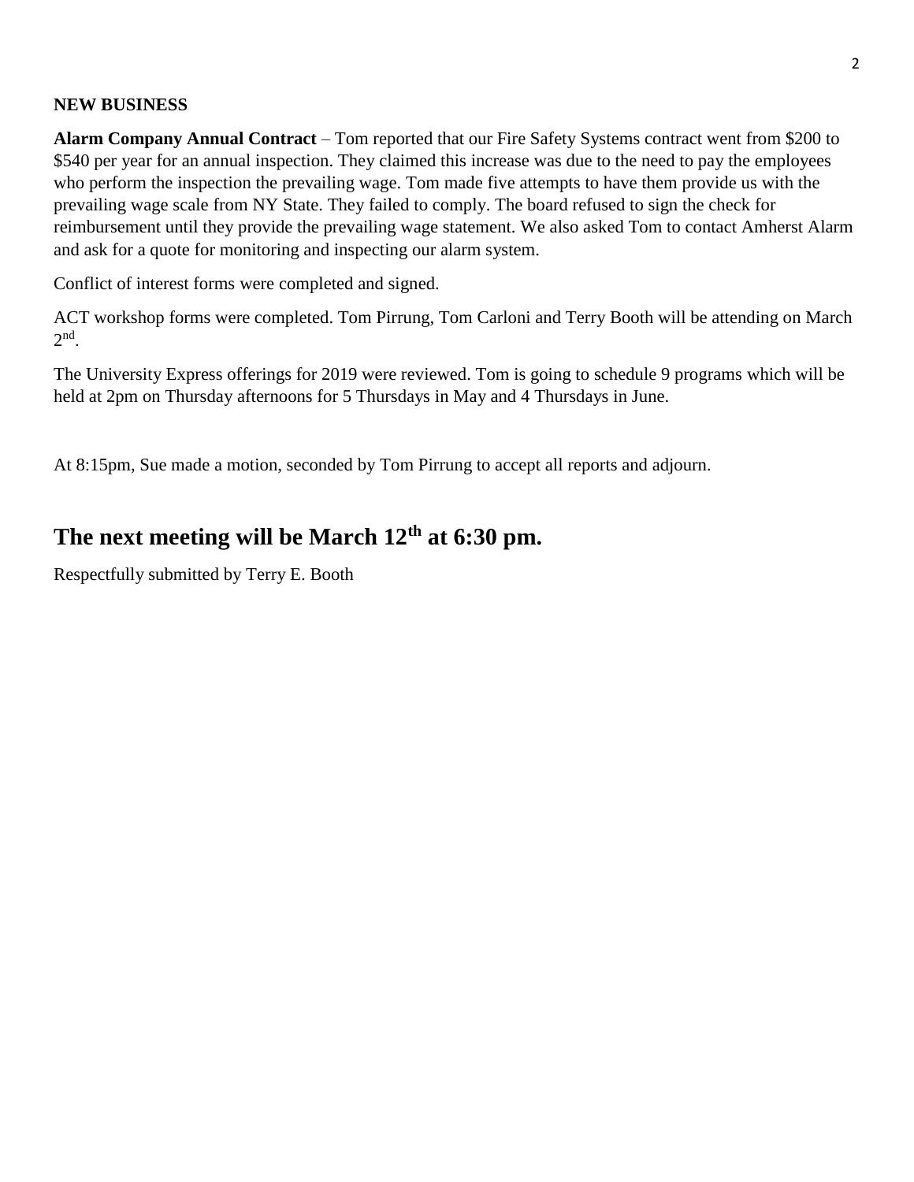**NEW BUSINESS**

**Alarm Company Annual Contract** – Tom reported that our Fire Safety Systems contract went from $200 to $540 per year for an annual inspection. They claimed this increase was due to the need to pay the employees who perform the inspection the prevailing wage. Tom made five attempts to have them provide us with the prevailing wage scale from NY State. They failed to comply. The board refused to sign the check for reimbursement until they provide the prevailing wage statement. We also asked Tom to contact Amherst Alarm and ask for a quote for monitoring and inspecting our alarm system.

Conflict of interest forms were completed and signed.

ACT workshop forms were completed. Tom Pirrung, Tom Carloni and Terry Booth will be attending on March 2nd.

The University Express offerings for 2019 were reviewed. Tom is going to schedule 9 programs which will be held at 2pm on Thursday afternoons for 5 Thursdays in May and 4 Thursdays in June.

At 8:15pm, Sue made a motion, seconded by Tom Pirrung to accept all reports and adjourn.

## The next meeting will be March 12th at 6:30 pm.

Respectfully submitted by Terry E. Booth